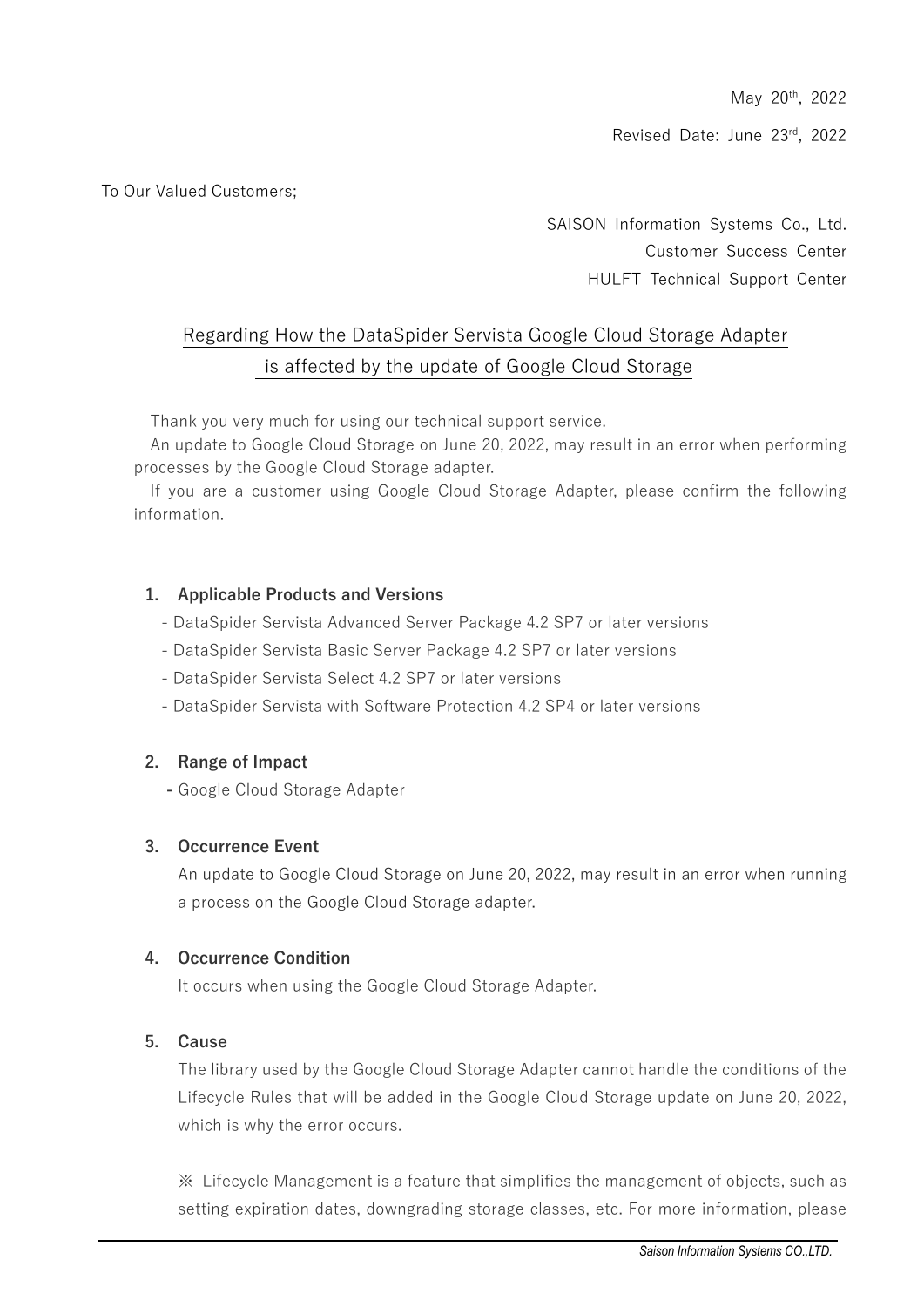May 20th, 2022

Revised Date: June 23rd, 2022

To Our Valued Customers;

SAISON Information Systems Co., Ltd.
Customer Success Center
HULFT Technical Support Center

# Regarding How the DataSpider Servista Google Cloud Storage Adapter is affected by the update of Google Cloud Storage

Thank you very much for using our technical support service.

An update to Google Cloud Storage on June 20, 2022, may result in an error when performing processes by the Google Cloud Storage adapter.

If you are a customer using Google Cloud Storage Adapter, please confirm the following information.

## 1. Applicable Products and Versions

- DataSpider Servista Advanced Server Package 4.2 SP7 or later versions
- DataSpider Servista Basic Server Package 4.2 SP7 or later versions
- DataSpider Servista Select 4.2 SP7 or later versions
- DataSpider Servista with Software Protection 4.2 SP4 or later versions

## 2. Range of Impact

- Google Cloud Storage Adapter

## 3. Occurrence Event

An update to Google Cloud Storage on June 20, 2022, may result in an error when running a process on the Google Cloud Storage adapter.

## 4. Occurrence Condition

It occurs when using the Google Cloud Storage Adapter.

## 5. Cause

The library used by the Google Cloud Storage Adapter cannot handle the conditions of the Lifecycle Rules that will be added in the Google Cloud Storage update on June 20, 2022, which is why the error occurs.

※ Lifecycle Management is a feature that simplifies the management of objects, such as setting expiration dates, downgrading storage classes, etc. For more information, please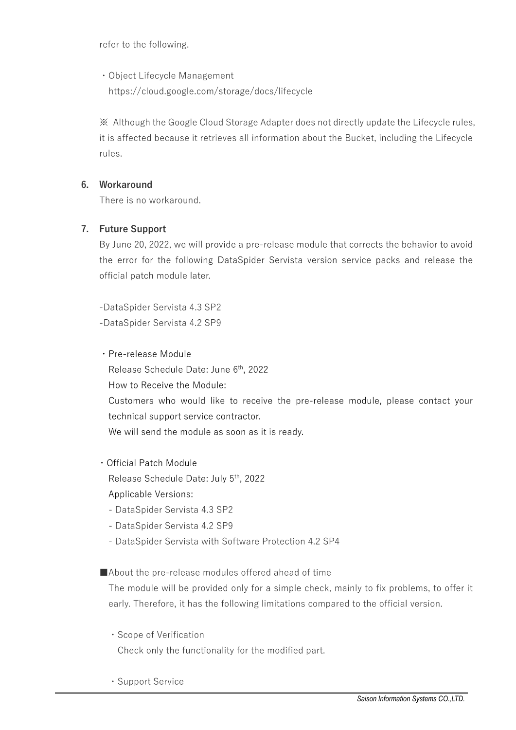refer to the following.

・Object Lifecycle Management
https://cloud.google.com/storage/docs/lifecycle

※ Although the Google Cloud Storage Adapter does not directly update the Lifecycle rules, it is affected because it retrieves all information about the Bucket, including the Lifecycle rules.

## 6. Workaround

There is no workaround.

## 7. Future Support

By June 20, 2022, we will provide a pre-release module that corrects the behavior to avoid the error for the following DataSpider Servista version service packs and release the official patch module later.

-DataSpider Servista 4.3 SP2
-DataSpider Servista 4.2 SP9

・Pre-release Module
Release Schedule Date: June 6th, 2022
How to Receive the Module:
Customers who would like to receive the pre-release module, please contact your technical support service contractor.
We will send the module as soon as it is ready.

・Official Patch Module
Release Schedule Date: July 5th, 2022
Applicable Versions:
- DataSpider Servista 4.3 SP2
- DataSpider Servista 4.2 SP9
- DataSpider Servista with Software Protection 4.2 SP4

■About the pre-release modules offered ahead of time
The module will be provided only for a simple check, mainly to fix problems, to offer it early. Therefore, it has the following limitations compared to the official version.

・Scope of Verification
Check only the functionality for the modified part.

・Support Service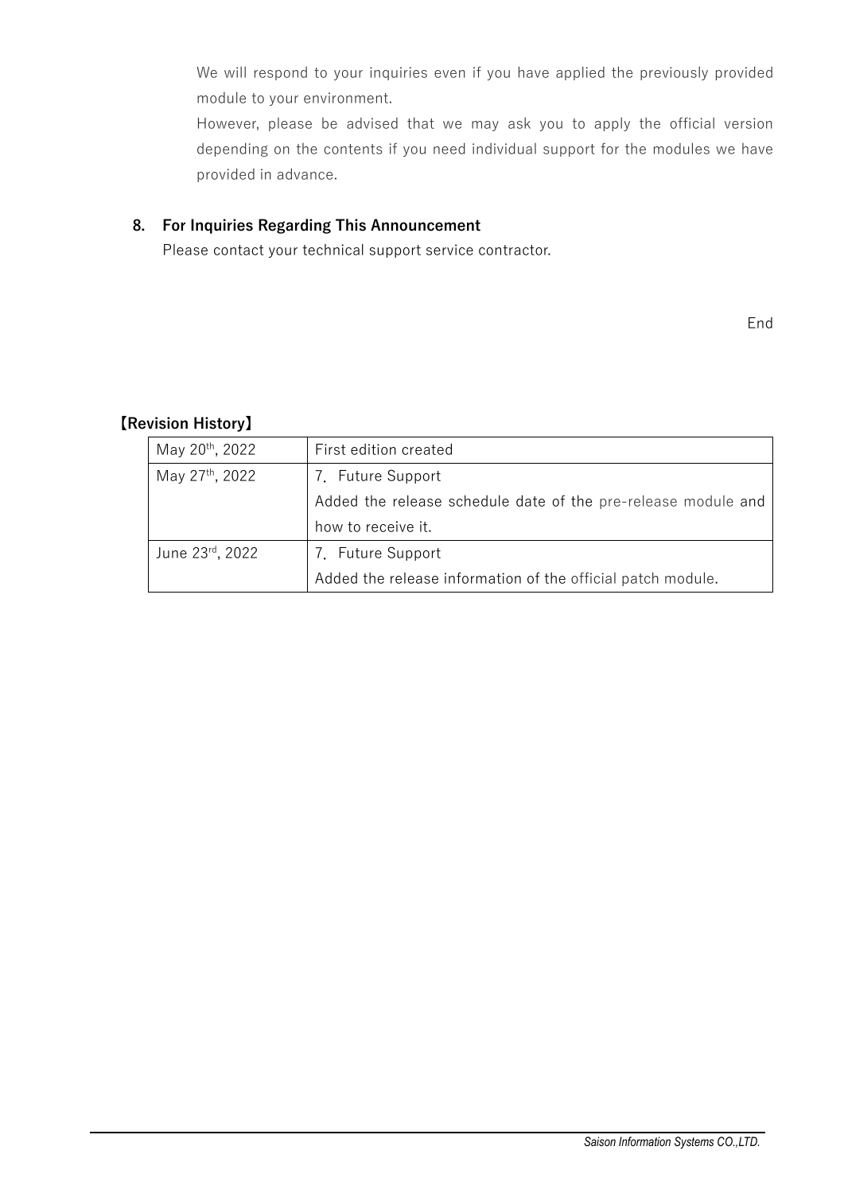We will respond to your inquiries even if you have applied the previously provided module to your environment.

However, please be advised that we may ask you to apply the official version depending on the contents if you need individual support for the modules we have provided in advance.

## 8. For Inquiries Regarding This Announcement

Please contact your technical support service contractor.

End

**【Revision History】**

| | |
|---|---|
| May 20th, 2022 | First edition created |
| May 27th, 2022 | 7. Future Support<br>Added the release schedule date of the pre-release module and how to receive it. |
| June 23rd, 2022 | 7. Future Support<br>Added the release information of the official patch module. |